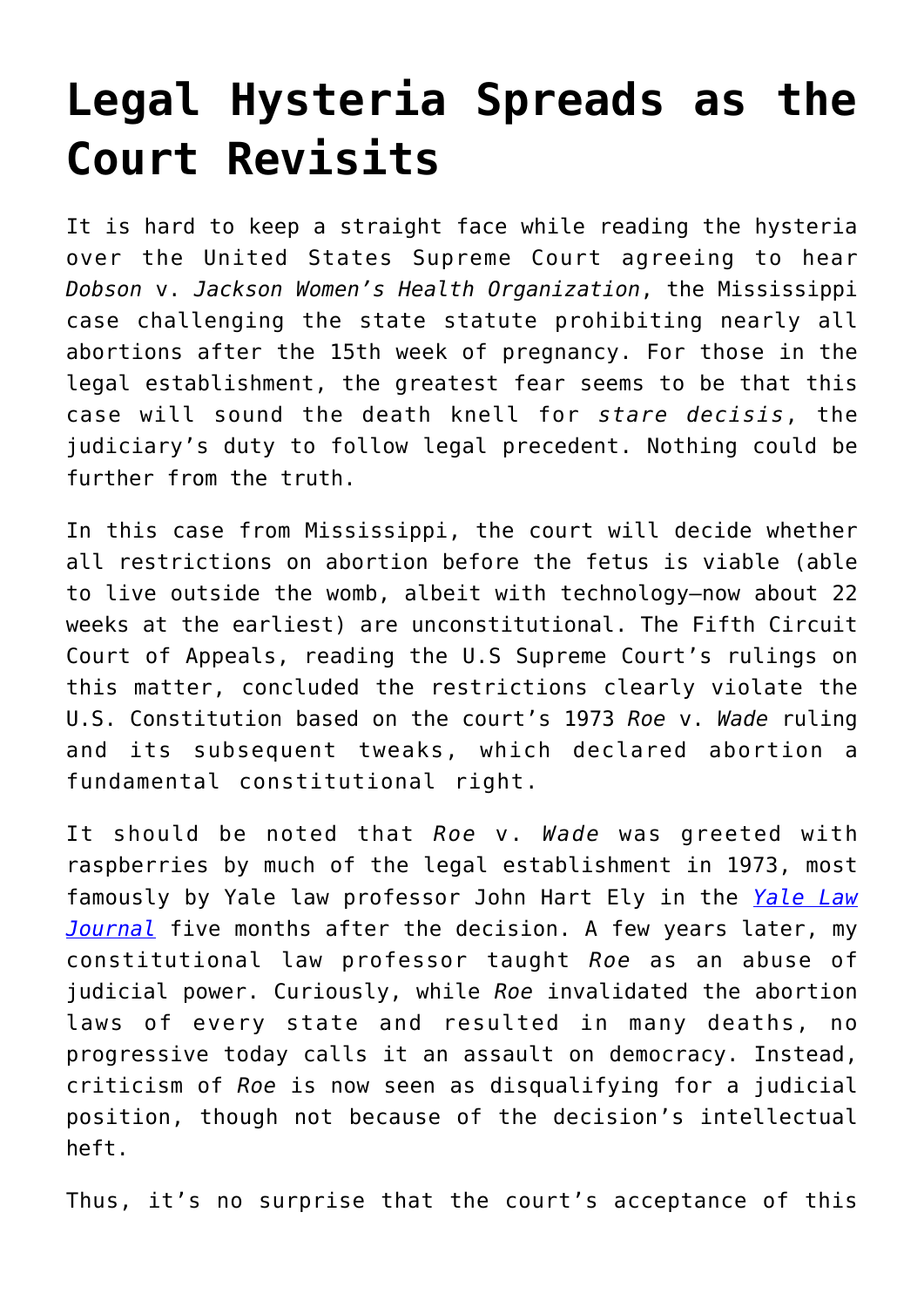# Legal Hysteria Spreads as the Court Revisits

It is hard to keep a straight face while reading the hysteria over the United States Supreme Court agreeing to hear *Dobson* v. *Jackson Women's Health Organization*, the Mississippi case challenging the state statute prohibiting nearly all abortions after the 15th week of pregnancy. For those in the legal establishment, the greatest fear seems to be that this case will sound the death knell for *stare decisis*, the judiciary's duty to follow legal precedent. Nothing could be further from the truth.

In this case from Mississippi, the court will decide whether all restrictions on abortion before the fetus is viable (able to live outside the womb, albeit with technology—now about 22 weeks at the earliest) are unconstitutional. The Fifth Circuit Court of Appeals, reading the U.S Supreme Court's rulings on this matter, concluded the restrictions clearly violate the U.S. Constitution based on the court's 1973 *Roe* v. *Wade* ruling and its subsequent tweaks, which declared abortion a fundamental constitutional right.

It should be noted that *Roe* v. *Wade* was greeted with raspberries by much of the legal establishment in 1973, most famously by Yale law professor John Hart Ely in the [*Yale Law Journal*] five months after the decision. A few years later, my constitutional law professor taught *Roe* as an abuse of judicial power. Curiously, while *Roe* invalidated the abortion laws of every state and resulted in many deaths, no progressive today calls it an assault on democracy. Instead, criticism of *Roe* is now seen as disqualifying for a judicial position, though not because of the decision's intellectual heft.

Thus, it's no surprise that the court's acceptance of this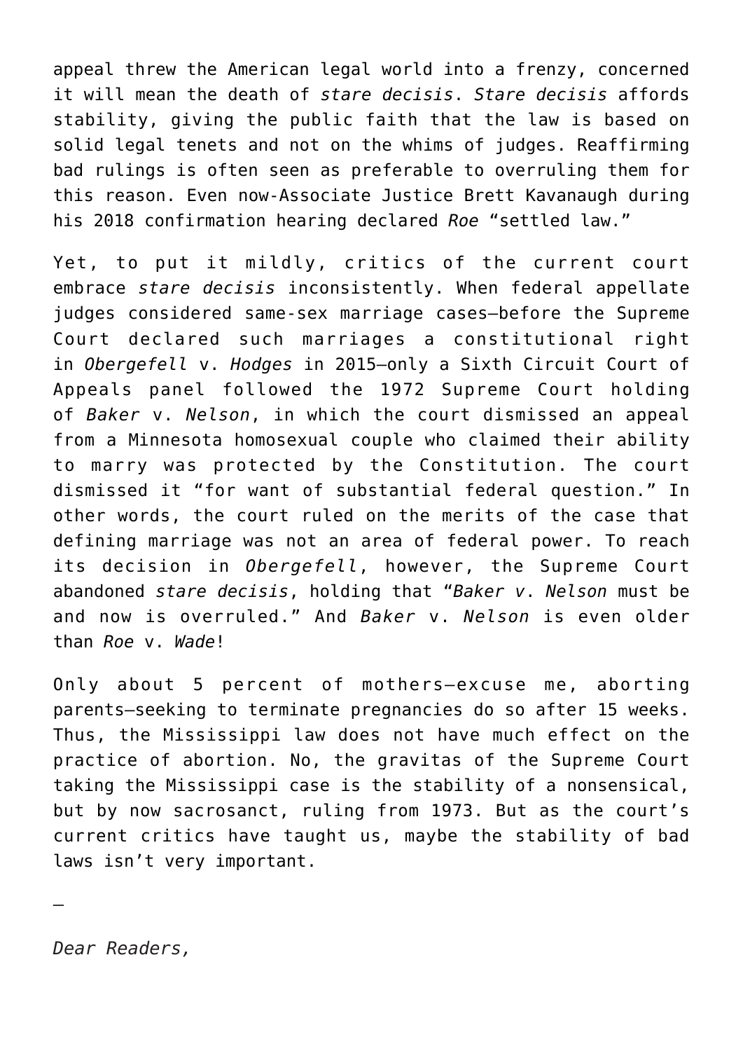appeal threw the American legal world into a frenzy, concerned it will mean the death of *stare decisis*. *Stare decisis* affords stability, giving the public faith that the law is based on solid legal tenets and not on the whims of judges. Reaffirming bad rulings is often seen as preferable to overruling them for this reason. Even now-Associate Justice Brett Kavanaugh during his 2018 confirmation hearing declared *Roe* "settled law."

Yet, to put it mildly, critics of the current court embrace *stare decisis* inconsistently. When federal appellate judges considered same-sex marriage cases—before the Supreme Court declared such marriages a constitutional right in *Obergefell* v. *Hodges* in 2015—only a Sixth Circuit Court of Appeals panel followed the 1972 Supreme Court holding of *Baker* v. *Nelson*, in which the court dismissed an appeal from a Minnesota homosexual couple who claimed their ability to marry was protected by the Constitution. The court dismissed it "for want of substantial federal question." In other words, the court ruled on the merits of the case that defining marriage was not an area of federal power. To reach its decision in *Obergefell*, however, the Supreme Court abandoned *stare decisis*, holding that "*Baker v. Nelson* must be and now is overruled." And *Baker* v. *Nelson* is even older than *Roe* v. *Wade*!

Only about 5 percent of mothers—excuse me, aborting parents—seeking to terminate pregnancies do so after 15 weeks. Thus, the Mississippi law does not have much effect on the practice of abortion. No, the gravitas of the Supreme Court taking the Mississippi case is the stability of a nonsensical, but by now sacrosanct, ruling from 1973. But as the court's current critics have taught us, maybe the stability of bad laws isn't very important.

—

*Dear Readers,*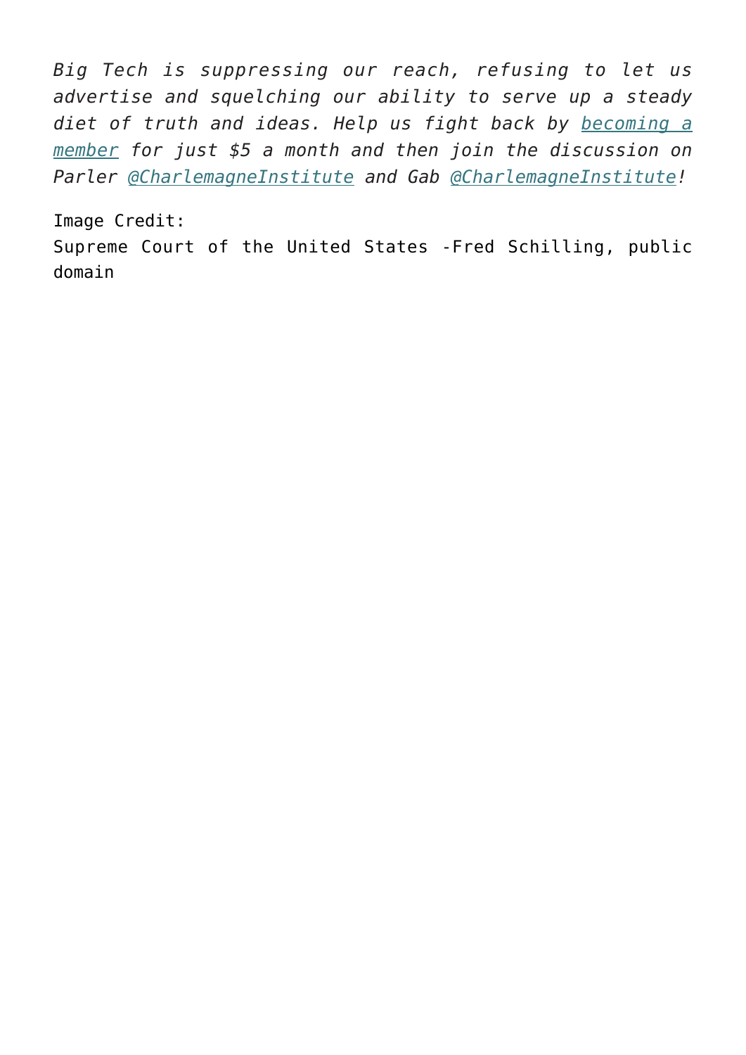*Big Tech is suppressing our reach, refusing to let us advertise and squelching our ability to serve up a steady diet of truth and ideas. Help us fight back by [becoming a member] for just $5 a month and then join the discussion on Parler [@CharlemagneInstitute] and Gab [@CharlemagneInstitute]!*

Image Credit:
Supreme Court of the United States -Fred Schilling, public domain